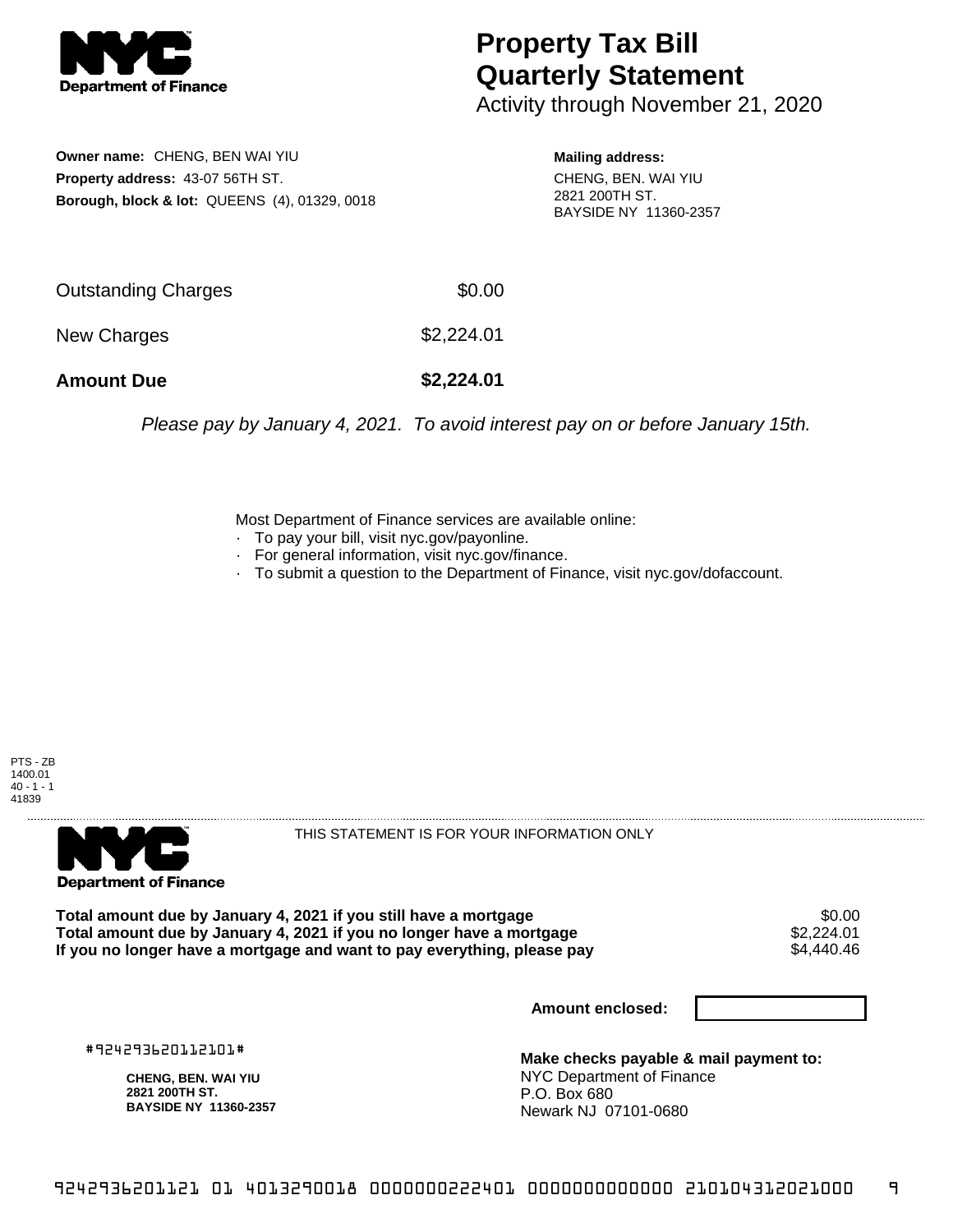# Property Tax Bill Quarterly Statement

Activity through November 21, 2020

**Owner name:** CHENG, BEN WAI YIU
**Property address:** 43-07 56TH ST.
**Borough, block & lot:** QUEENS (4), 01329, 0018

**Mailing address:**
CHENG, BEN. WAI YIU
2821 200TH ST.
BAYSIDE NY 11360-2357

| | |
|---|---|
| Outstanding Charges | $0.00 |
| New Charges | $2,224.01 |
| **Amount Due** | **$2,224.01** |

*Please pay by January 4, 2021. To avoid interest pay on or before January 15th.*

Most Department of Finance services are available online:
- To pay your bill, visit nyc.gov/payonline.
- For general information, visit nyc.gov/finance.
- To submit a question to the Department of Finance, visit nyc.gov/dofaccount.

PTS - ZB
1400.01
40 - 1 - 1
41839

THIS STATEMENT IS FOR YOUR INFORMATION ONLY

| | |
|---|---|
| **Total amount due by January 4, 2021 if you still have a mortgage** | $0.00 |
| **Total amount due by January 4, 2021 if you no longer have a mortgage** | $2,224.01 |
| **If you no longer have a mortgage and want to pay everything, please pay** | $4,440.46 |

**Amount enclosed:**

#924293620112101#

**CHENG, BEN. WAI YIU**
**2821 200TH ST.**
**BAYSIDE NY 11360-2357**

**Make checks payable & mail payment to:**
NYC Department of Finance
P.O. Box 680
Newark NJ 07101-0680

9242936201121 01 4013290018 0000000222401 0000000000000 210104312021000 9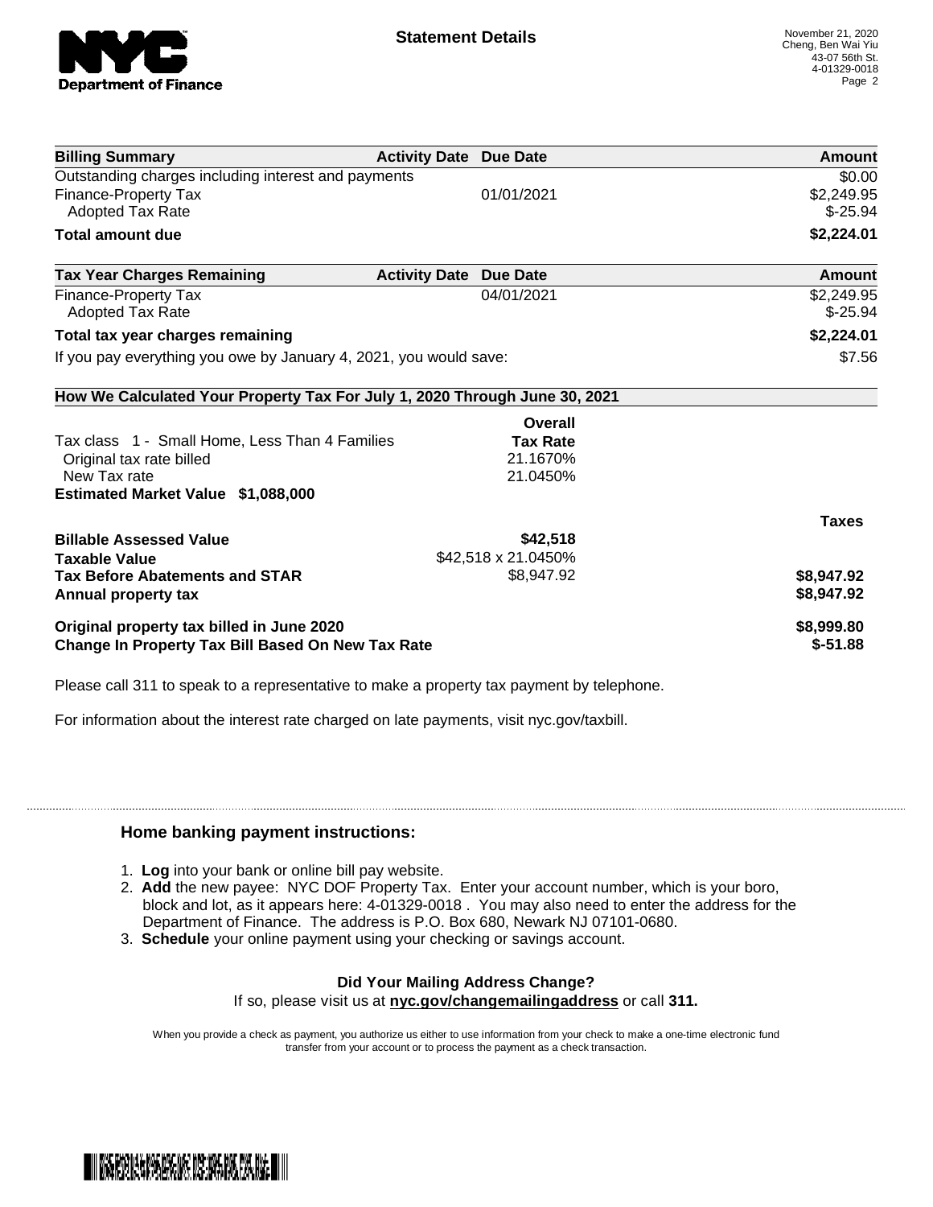# Statement Details

November 21, 2020
Cheng, Ben Wai Yiu
43-07 56th St.
4-01329-0018

| Billing Summary | Activity Date | Due Date | Amount |
| --- | --- | --- | --- |
| Outstanding charges including interest and payments | | | $0.00 |
| Finance-Property Tax | | 01/01/2021 | $2,249.95 |
| Adopted Tax Rate | | | $-25.94 |
| **Total amount due** | | | **$2,224.01** |

| Tax Year Charges Remaining | Activity Date | Due Date | Amount |
| --- | --- | --- | --- |
| Finance-Property Tax | | 04/01/2021 | $2,249.95 |
| Adopted Tax Rate | | | $-25.94 |
| **Total tax year charges remaining** | | | **$2,224.01** |
| If you pay everything you owe by January 4, 2021, you would save: | | | $7.56 |

## How We Calculated Your Property Tax For July 1, 2020 Through June 30, 2021

| | Overall Tax Rate | |
| --- | --- | --- |
| Tax class 1 - Small Home, Less Than 4 Families | | |
| Original tax rate billed | 21.1670% | |
| New Tax rate | 21.0450% | |
| **Estimated Market Value $1,088,000** | | |
| | | **Taxes** |
| **Billable Assessed Value** | **$42,518** | |
| **Taxable Value** | $42,518 x 21.0450% | |
| **Tax Before Abatements and STAR** | $8,947.92 | **$8,947.92** |
| **Annual property tax** | | **$8,947.92** |
| **Original property tax billed in June 2020** | | **$8,999.80** |
| **Change In Property Tax Bill Based On New Tax Rate** | | **$-51.88** |

Please call 311 to speak to a representative to make a property tax payment by telephone.

For information about the interest rate charged on late payments, visit nyc.gov/taxbill.

### Home banking payment instructions:

1. **Log** into your bank or online bill pay website.
2. **Add** the new payee: NYC DOF Property Tax. Enter your account number, which is your boro, block and lot, as it appears here: 4-01329-0018 . You may also need to enter the address for the Department of Finance. The address is P.O. Box 680, Newark NJ 07101-0680.
3. **Schedule** your online payment using your checking or savings account.

**Did Your Mailing Address Change?**

If so, please visit us at **nyc.gov/changemailingaddress** or call **311.**

When you provide a check as payment, you authorize us either to use information from your check to make a one-time electronic fund transfer from your account or to process the payment as a check transaction.